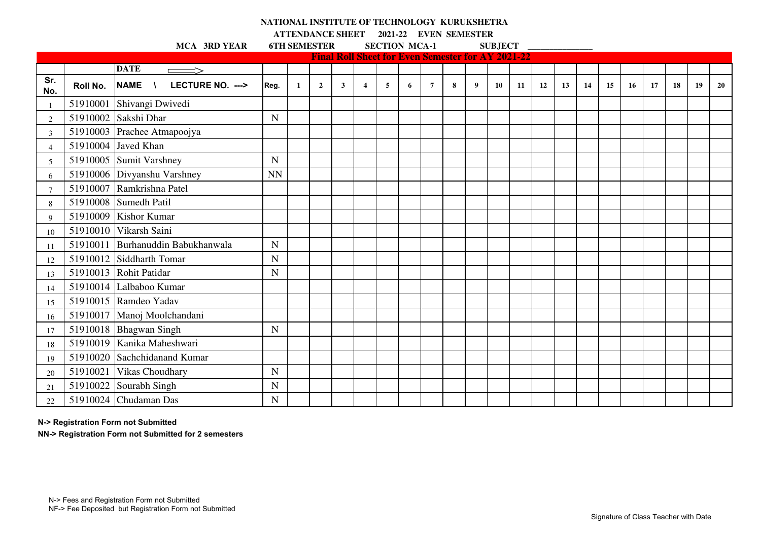# NATIONAL INSTITUTE OF TECHNOLOGY KURUKSHETRA

**ATTENDANCE SHEET 2021-22 EVEN SEMESTER**

**MCA 3RD YEAR 6TH SEMESTER SECTION MCA-1 SUBJECT ______________**

**Final Roll Sheet for Even Semester for AY 2021-22**

| | | DATE ⟹ | | | | | | | | | | | | | | | | | | | | | |
|---|---|---|---|---|---|---|---|---|---|---|---|---|---|---|---|---|---|---|---|---|---|---|---|
| Sr. No. | Roll No. | NAME \ LECTURE NO. ---> | Reg. | 1 | 2 | 3 | 4 | 5 | 6 | 7 | 8 | 9 | 10 | 11 | 12 | 13 | 14 | 15 | 16 | 17 | 18 | 19 | 20 |
| 1 | 51910001 | Shivangi Dwivedi | | | | | | | | | | | | | | | | | | | | | |
| 2 | 51910002 | Sakshi Dhar | N | | | | | | | | | | | | | | | | | | | | |
| 3 | 51910003 | Prachee Atmapoojya | | | | | | | | | | | | | | | | | | | | | |
| 4 | 51910004 | Javed Khan | | | | | | | | | | | | | | | | | | | | | |
| 5 | 51910005 | Sumit Varshney | N | | | | | | | | | | | | | | | | | | | | |
| 6 | 51910006 | Divyanshu Varshney | NN | | | | | | | | | | | | | | | | | | | | |
| 7 | 51910007 | Ramkrishna Patel | | | | | | | | | | | | | | | | | | | | | |
| 8 | 51910008 | Sumedh Patil | | | | | | | | | | | | | | | | | | | | | |
| 9 | 51910009 | Kishor Kumar | | | | | | | | | | | | | | | | | | | | | |
| 10 | 51910010 | Vikarsh Saini | | | | | | | | | | | | | | | | | | | | | |
| 11 | 51910011 | Burhanuddin Babukhanwala | N | | | | | | | | | | | | | | | | | | | | |
| 12 | 51910012 | Siddharth Tomar | N | | | | | | | | | | | | | | | | | | | | |
| 13 | 51910013 | Rohit Patidar | N | | | | | | | | | | | | | | | | | | | | |
| 14 | 51910014 | Lalbaboo Kumar | | | | | | | | | | | | | | | | | | | | | |
| 15 | 51910015 | Ramdeo Yadav | | | | | | | | | | | | | | | | | | | | | |
| 16 | 51910017 | Manoj Moolchandani | | | | | | | | | | | | | | | | | | | | | |
| 17 | 51910018 | Bhagwan Singh | N | | | | | | | | | | | | | | | | | | | | |
| 18 | 51910019 | Kanika Maheshwari | | | | | | | | | | | | | | | | | | | | | |
| 19 | 51910020 | Sachchidanand Kumar | | | | | | | | | | | | | | | | | | | | | |
| 20 | 51910021 | Vikas Choudhary | N | | | | | | | | | | | | | | | | | | | | |
| 21 | 51910022 | Sourabh Singh | N | | | | | | | | | | | | | | | | | | | | |
| 22 | 51910024 | Chudaman Das | N | | | | | | | | | | | | | | | | | | | | |

**N-> Registration Form not Submitted**

**NN-> Registration Form not Submitted for 2 semesters**

N-> Fees and Registration Form not Submitted

NF-> Fee Deposited but Registration Form not Submitted

Signature of Class Teacher with Date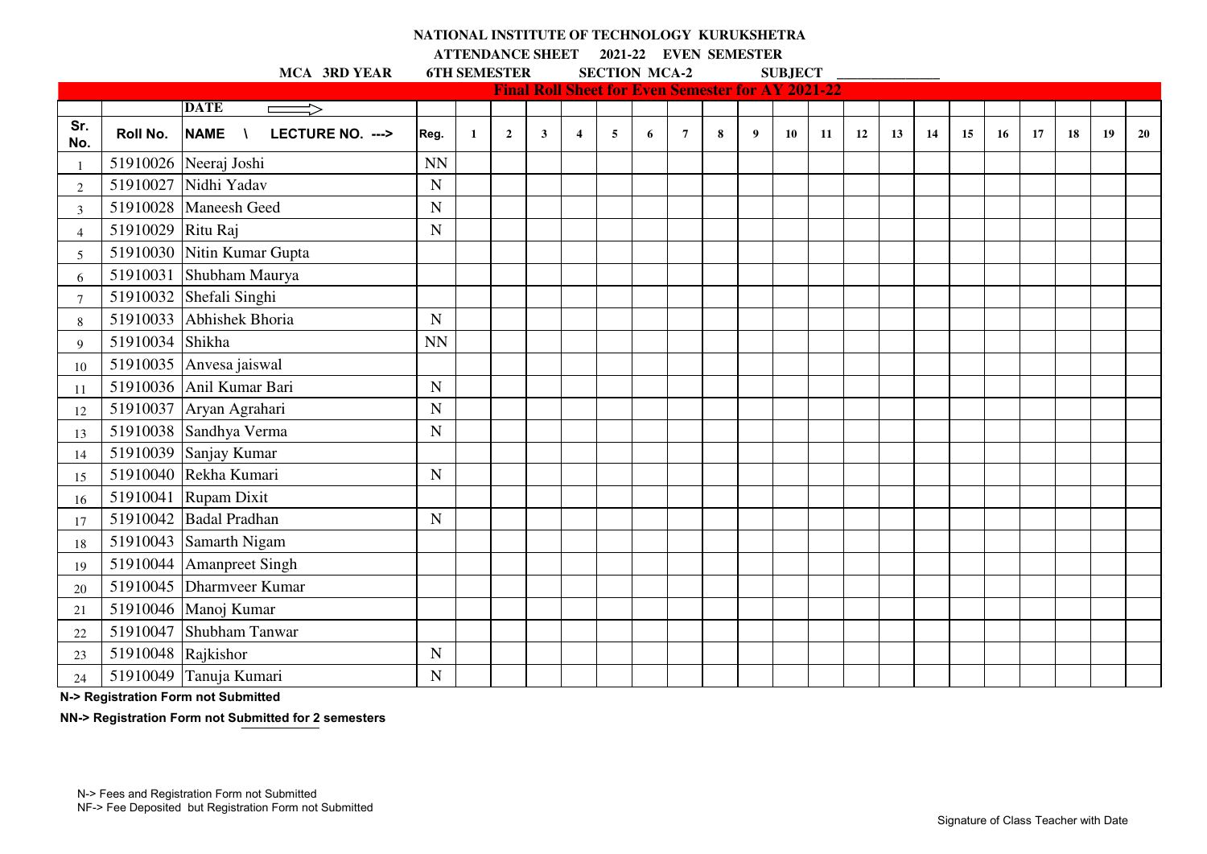**NATIONAL INSTITUTE OF TECHNOLOGY KURUKSHETRA**

**ATTENDANCE SHEET 2021-22 EVEN SEMESTER**

**MCA 3RD YEAR 6TH SEMESTER SECTION MCA-2 SUBJECT ______________**

**Final Roll Sheet for Even Semester for AY 2021-22**

| | | **DATE** ⟹ | | | | | | | | | | | | | | | | | | | | | |
|---|---|---|---|---|---|---|---|---|---|---|---|---|---|---|---|---|---|---|---|---|---|---|---|
| **Sr. No.** | **Roll No.** | **NAME \ LECTURE NO. --->** | **Reg.** | **1** | **2** | **3** | **4** | **5** | **6** | **7** | **8** | **9** | **10** | **11** | **12** | **13** | **14** | **15** | **16** | **17** | **18** | **19** | **20** |
| 1 | 51910026 | Neeraj Joshi | NN | | | | | | | | | | | | | | | | | | | | |
| 2 | 51910027 | Nidhi Yadav | N | | | | | | | | | | | | | | | | | | | | |
| 3 | 51910028 | Maneesh Geed | N | | | | | | | | | | | | | | | | | | | | |
| 4 | 51910029 | Ritu Raj | N | | | | | | | | | | | | | | | | | | | | |
| 5 | 51910030 | Nitin Kumar Gupta | | | | | | | | | | | | | | | | | | | | | |
| 6 | 51910031 | Shubham Maurya | | | | | | | | | | | | | | | | | | | | | |
| 7 | 51910032 | Shefali Singhi | | | | | | | | | | | | | | | | | | | | | |
| 8 | 51910033 | Abhishek Bhoria | N | | | | | | | | | | | | | | | | | | | | |
| 9 | 51910034 | Shikha | NN | | | | | | | | | | | | | | | | | | | | |
| 10 | 51910035 | Anvesa jaiswal | | | | | | | | | | | | | | | | | | | | | |
| 11 | 51910036 | Anil Kumar Bari | N | | | | | | | | | | | | | | | | | | | | |
| 12 | 51910037 | Aryan Agrahari | N | | | | | | | | | | | | | | | | | | | | |
| 13 | 51910038 | Sandhya Verma | N | | | | | | | | | | | | | | | | | | | | |
| 14 | 51910039 | Sanjay Kumar | | | | | | | | | | | | | | | | | | | | | |
| 15 | 51910040 | Rekha Kumari | N | | | | | | | | | | | | | | | | | | | | |
| 16 | 51910041 | Rupam Dixit | | | | | | | | | | | | | | | | | | | | | |
| 17 | 51910042 | Badal Pradhan | N | | | | | | | | | | | | | | | | | | | | |
| 18 | 51910043 | Samarth Nigam | | | | | | | | | | | | | | | | | | | | | |
| 19 | 51910044 | Amanpreet Singh | | | | | | | | | | | | | | | | | | | | | |
| 20 | 51910045 | Dharmveer Kumar | | | | | | | | | | | | | | | | | | | | | |
| 21 | 51910046 | Manoj Kumar | | | | | | | | | | | | | | | | | | | | | |
| 22 | 51910047 | Shubham Tanwar | | | | | | | | | | | | | | | | | | | | | |
| 23 | 51910048 | Rajkishor | N | | | | | | | | | | | | | | | | | | | | |
| 24 | 51910049 | Tanuja Kumari | N | | | | | | | | | | | | | | | | | | | | |

**N-> Registration Form not Submitted**

**NN-> Registration Form not Submitted for 2 semesters**

N-> Fees and Registration Form not Submitted
NF-> Fee Deposited but Registration Form not Submitted

Signature of Class Teacher with Date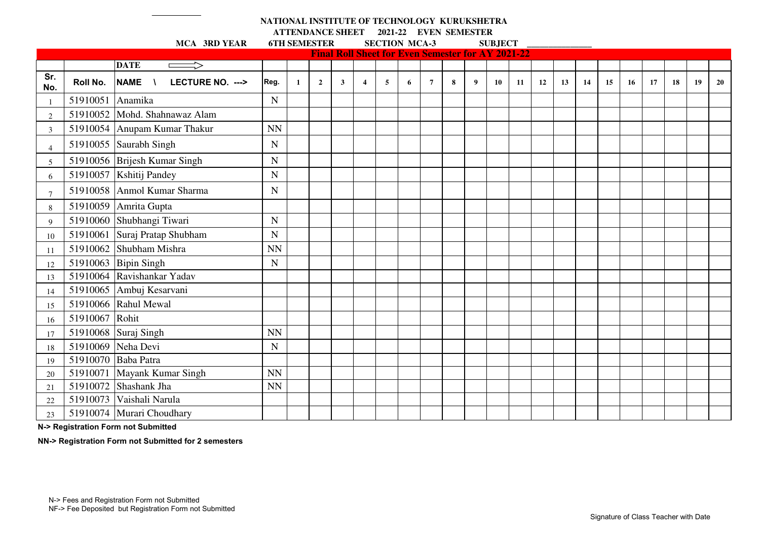**NATIONAL INSTITUTE OF TECHNOLOGY KURUKSHETRA**

**ATTENDANCE SHEET 2021-22 EVEN SEMESTER**

**MCA 3RD YEAR 6TH SEMESTER SECTION MCA-3 SUBJECT \_\_\_\_\_\_\_\_\_\_\_\_\_\_**

**Final Roll Sheet for Even Semester for AY 2021-22**

| | | DATE ⟹ | | | | | | | | | | | | | | | | | | | | | |
|---|---|---|---|---|---|---|---|---|---|---|---|---|---|---|---|---|---|---|---|---|---|---|---|
| Sr. No. | Roll No. | NAME \ LECTURE NO. ---> | Reg. | 1 | 2 | 3 | 4 | 5 | 6 | 7 | 8 | 9 | 10 | 11 | 12 | 13 | 14 | 15 | 16 | 17 | 18 | 19 | 20 |
| 1 | 51910051 | Anamika | N | | | | | | | | | | | | | | | | | | | | |
| 2 | 51910052 | Mohd. Shahnawaz Alam | | | | | | | | | | | | | | | | | | | | | |
| 3 | 51910054 | Anupam Kumar Thakur | NN | | | | | | | | | | | | | | | | | | | | |
| 4 | 51910055 | Saurabh Singh | N | | | | | | | | | | | | | | | | | | | | |
| 5 | 51910056 | Brijesh Kumar Singh | N | | | | | | | | | | | | | | | | | | | | |
| 6 | 51910057 | Kshitij Pandey | N | | | | | | | | | | | | | | | | | | | | |
| 7 | 51910058 | Anmol Kumar Sharma | N | | | | | | | | | | | | | | | | | | | | |
| 8 | 51910059 | Amrita Gupta | | | | | | | | | | | | | | | | | | | | | |
| 9 | 51910060 | Shubhangi Tiwari | N | | | | | | | | | | | | | | | | | | | | |
| 10 | 51910061 | Suraj Pratap Shubham | N | | | | | | | | | | | | | | | | | | | | |
| 11 | 51910062 | Shubham Mishra | NN | | | | | | | | | | | | | | | | | | | | |
| 12 | 51910063 | Bipin Singh | N | | | | | | | | | | | | | | | | | | | | |
| 13 | 51910064 | Ravishankar Yadav | | | | | | | | | | | | | | | | | | | | | |
| 14 | 51910065 | Ambuj Kesarvani | | | | | | | | | | | | | | | | | | | | | |
| 15 | 51910066 | Rahul Mewal | | | | | | | | | | | | | | | | | | | | | |
| 16 | 51910067 | Rohit | | | | | | | | | | | | | | | | | | | | | |
| 17 | 51910068 | Suraj Singh | NN | | | | | | | | | | | | | | | | | | | | |
| 18 | 51910069 | Neha Devi | N | | | | | | | | | | | | | | | | | | | | |
| 19 | 51910070 | Baba Patra | | | | | | | | | | | | | | | | | | | | | |
| 20 | 51910071 | Mayank Kumar Singh | NN | | | | | | | | | | | | | | | | | | | | |
| 21 | 51910072 | Shashank Jha | NN | | | | | | | | | | | | | | | | | | | | |
| 22 | 51910073 | Vaishali Narula | | | | | | | | | | | | | | | | | | | | | |
| 23 | 51910074 | Murari Choudhary | | | | | | | | | | | | | | | | | | | | | |

**N-> Registration Form not Submitted**

**NN-> Registration Form not Submitted for 2 semesters**

N-> Fees and Registration Form not Submitted
NF-> Fee Deposited but Registration Form not Submitted

Signature of Class Teacher with Date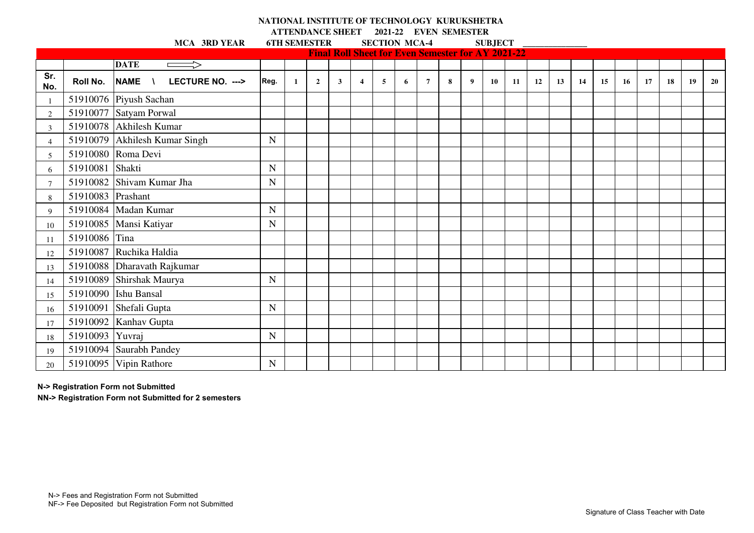**NATIONAL INSTITUTE OF TECHNOLOGY KURUKSHETRA**

**ATTENDANCE SHEET 2021-22 EVEN SEMESTER**

**MCA 3RD YEAR 6TH SEMESTER SECTION MCA-4 SUBJECT _______________**

**Final Roll Sheet for Even Semester for AY 2021-22**

| | | DATE ⟹ | | | | | | | | | | | | | | | | | | | | | |
|---|---|---|---|---|---|---|---|---|---|---|---|---|---|---|---|---|---|---|---|---|---|---|---|
| Sr. No. | Roll No. | NAME \ LECTURE NO. ---> | Reg. | 1 | 2 | 3 | 4 | 5 | 6 | 7 | 8 | 9 | 10 | 11 | 12 | 13 | 14 | 15 | 16 | 17 | 18 | 19 | 20 |
| 1 | 51910076 | Piyush Sachan | | | | | | | | | | | | | | | | | | | | | |
| 2 | 51910077 | Satyam Porwal | | | | | | | | | | | | | | | | | | | | | |
| 3 | 51910078 | Akhilesh Kumar | | | | | | | | | | | | | | | | | | | | | |
| 4 | 51910079 | Akhilesh Kumar Singh | N | | | | | | | | | | | | | | | | | | | | |
| 5 | 51910080 | Roma Devi | | | | | | | | | | | | | | | | | | | | | |
| 6 | 51910081 | Shakti | N | | | | | | | | | | | | | | | | | | | | |
| 7 | 51910082 | Shivam Kumar Jha | N | | | | | | | | | | | | | | | | | | | | |
| 8 | 51910083 | Prashant | | | | | | | | | | | | | | | | | | | | | |
| 9 | 51910084 | Madan Kumar | N | | | | | | | | | | | | | | | | | | | | |
| 10 | 51910085 | Mansi Katiyar | N | | | | | | | | | | | | | | | | | | | | |
| 11 | 51910086 | Tina | | | | | | | | | | | | | | | | | | | | | |
| 12 | 51910087 | Ruchika Haldia | | | | | | | | | | | | | | | | | | | | | |
| 13 | 51910088 | Dharavath Rajkumar | | | | | | | | | | | | | | | | | | | | | |
| 14 | 51910089 | Shirshak Maurya | N | | | | | | | | | | | | | | | | | | | | |
| 15 | 51910090 | Ishu Bansal | | | | | | | | | | | | | | | | | | | | | |
| 16 | 51910091 | Shefali Gupta | N | | | | | | | | | | | | | | | | | | | | |
| 17 | 51910092 | Kanhav Gupta | | | | | | | | | | | | | | | | | | | | | |
| 18 | 51910093 | Yuvraj | N | | | | | | | | | | | | | | | | | | | | |
| 19 | 51910094 | Saurabh Pandey | | | | | | | | | | | | | | | | | | | | | |
| 20 | 51910095 | Vipin Rathore | N | | | | | | | | | | | | | | | | | | | | |

**N-> Registration Form not Submitted**

**NN-> Registration Form not Submitted for 2 semesters**

N-> Fees and Registration Form not Submitted

NF-> Fee Deposited but Registration Form not Submitted

Signature of Class Teacher with Date